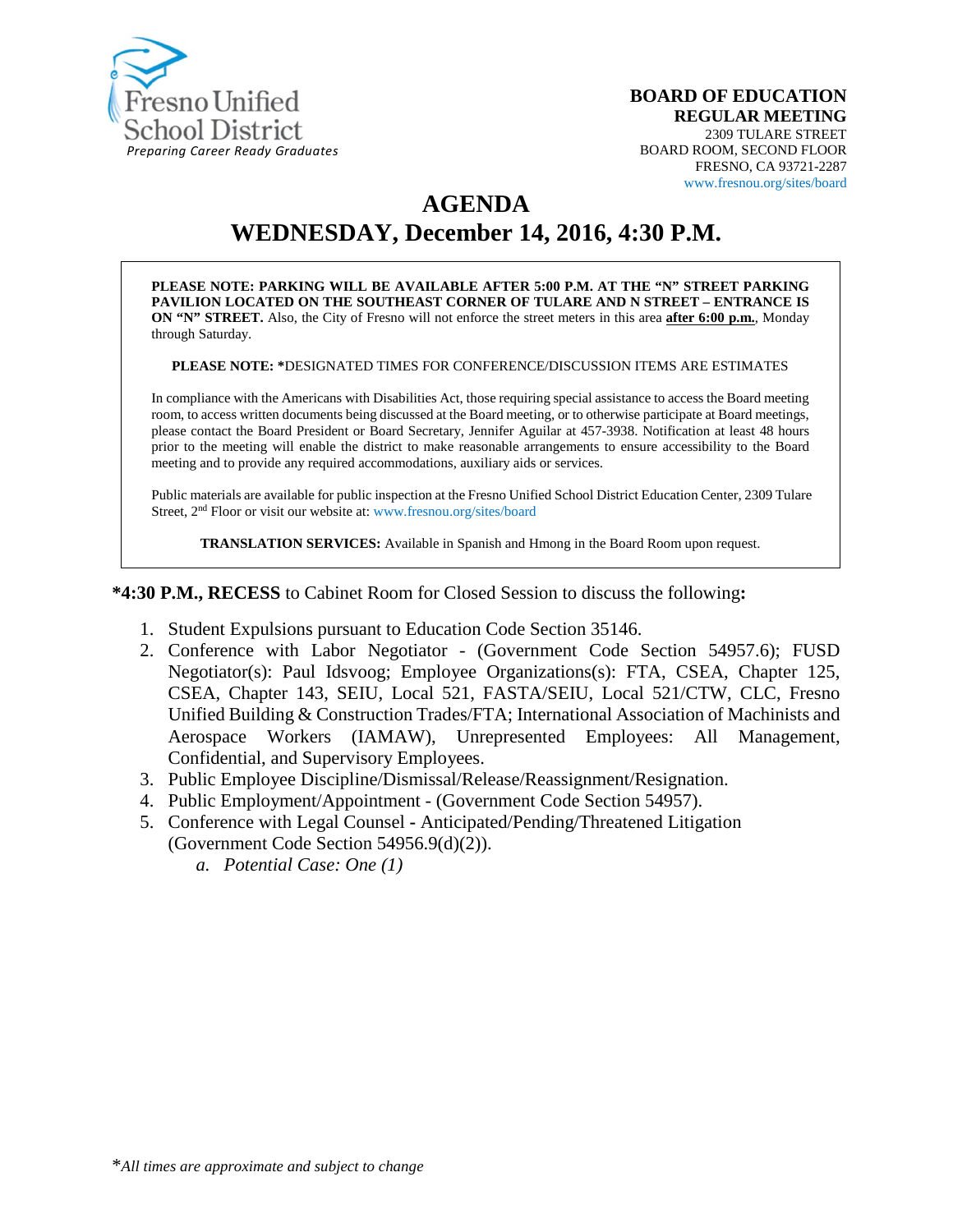Fresno Unified School District
*Preparing Career Ready Graduates*

**BOARD OF EDUCATION**
**REGULAR MEETING**
2309 TULARE STREET
BOARD ROOM, SECOND FLOOR
FRESNO, CA 93721-2287
www.fresnou.org/sites/board

# AGENDA
# WEDNESDAY, December 14, 2016, 4:30 P.M.

**PLEASE NOTE: PARKING WILL BE AVAILABLE AFTER 5:00 P.M. AT THE "N" STREET PARKING PAVILION LOCATED ON THE SOUTHEAST CORNER OF TULARE AND N STREET – ENTRANCE IS ON "N" STREET.** Also, the City of Fresno will not enforce the street meters in this area **after 6:00 p.m.**, Monday through Saturday.

**PLEASE NOTE: ***DESIGNATED TIMES FOR CONFERENCE/DISCUSSION ITEMS ARE ESTIMATES

In compliance with the Americans with Disabilities Act, those requiring special assistance to access the Board meeting room, to access written documents being discussed at the Board meeting, or to otherwise participate at Board meetings, please contact the Board President or Board Secretary, Jennifer Aguilar at 457-3938. Notification at least 48 hours prior to the meeting will enable the district to make reasonable arrangements to ensure accessibility to the Board meeting and to provide any required accommodations, auxiliary aids or services.

Public materials are available for public inspection at the Fresno Unified School District Education Center, 2309 Tulare Street, 2nd Floor or visit our website at: www.fresnou.org/sites/board

**TRANSLATION SERVICES:** Available in Spanish and Hmong in the Board Room upon request.

**\*4:30 P.M., RECESS** to Cabinet Room for Closed Session to discuss the following**:**

1. Student Expulsions pursuant to Education Code Section 35146.
2. Conference with Labor Negotiator - (Government Code Section 54957.6); FUSD Negotiator(s): Paul Idsvoog; Employee Organizations(s): FTA, CSEA, Chapter 125, CSEA, Chapter 143, SEIU, Local 521, FASTA/SEIU, Local 521/CTW, CLC, Fresno Unified Building & Construction Trades/FTA; International Association of Machinists and Aerospace Workers (IAMAW), Unrepresented Employees: All Management, Confidential, and Supervisory Employees.
3. Public Employee Discipline/Dismissal/Release/Reassignment/Resignation.
4. Public Employment/Appointment - (Government Code Section 54957).
5. Conference with Legal Counsel - Anticipated/Pending/Threatened Litigation (Government Code Section 54956.9(d)(2)).
    a. *Potential Case: One (1)*

\**All times are approximate and subject to change*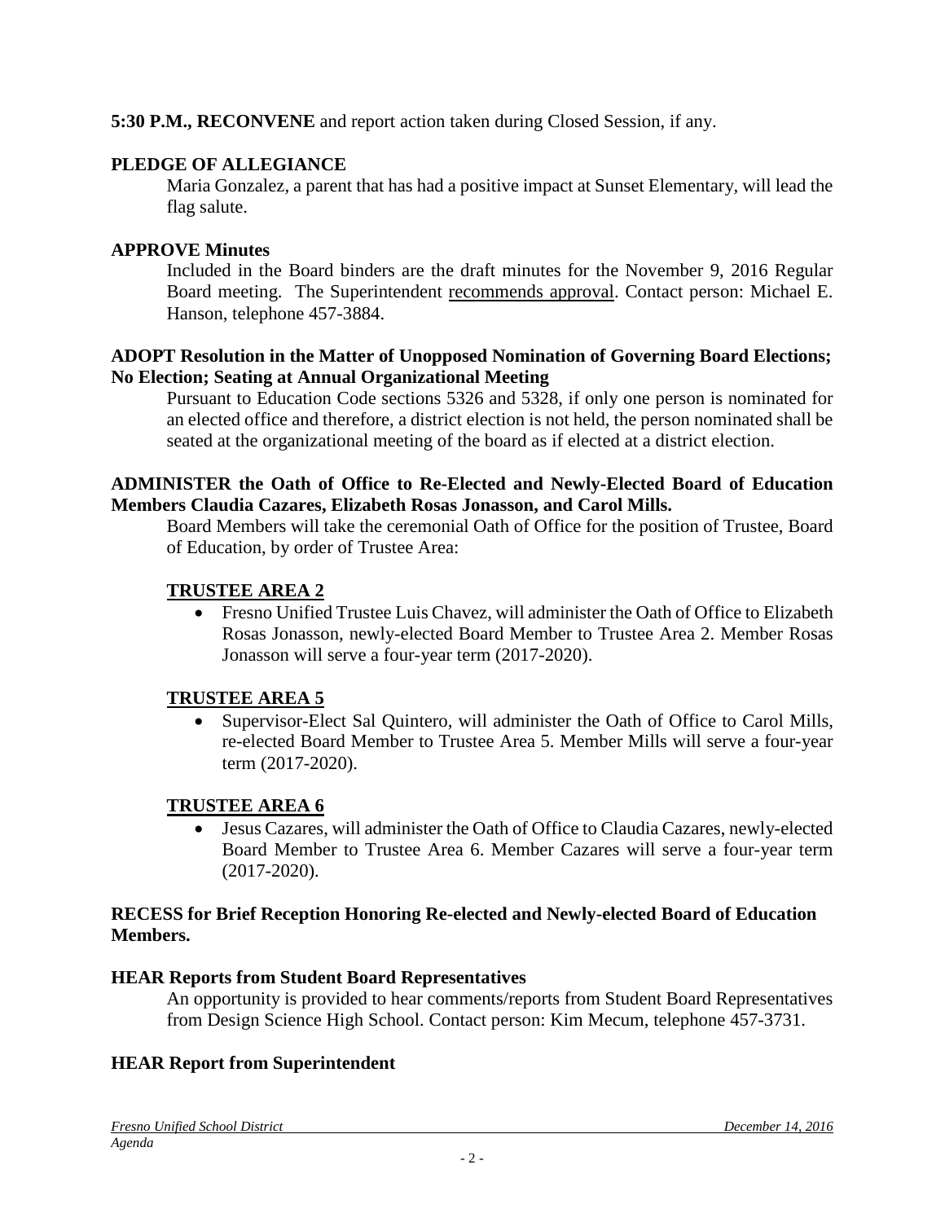**5:30 P.M., RECONVENE** and report action taken during Closed Session, if any.

**PLEDGE OF ALLEGIANCE**

Maria Gonzalez, a parent that has had a positive impact at Sunset Elementary, will lead the flag salute.

**APPROVE Minutes**

Included in the Board binders are the draft minutes for the November 9, 2016 Regular Board meeting. The Superintendent recommends approval. Contact person: Michael E. Hanson, telephone 457-3884.

**ADOPT Resolution in the Matter of Unopposed Nomination of Governing Board Elections; No Election; Seating at Annual Organizational Meeting**

Pursuant to Education Code sections 5326 and 5328, if only one person is nominated for an elected office and therefore, a district election is not held, the person nominated shall be seated at the organizational meeting of the board as if elected at a district election.

**ADMINISTER the Oath of Office to Re-Elected and Newly-Elected Board of Education Members Claudia Cazares, Elizabeth Rosas Jonasson, and Carol Mills.**

Board Members will take the ceremonial Oath of Office for the position of Trustee, Board of Education, by order of Trustee Area:

**TRUSTEE AREA 2**

- Fresno Unified Trustee Luis Chavez, will administer the Oath of Office to Elizabeth Rosas Jonasson, newly-elected Board Member to Trustee Area 2. Member Rosas Jonasson will serve a four-year term (2017-2020).

**TRUSTEE AREA 5**

- Supervisor-Elect Sal Quintero, will administer the Oath of Office to Carol Mills, re-elected Board Member to Trustee Area 5. Member Mills will serve a four-year term (2017-2020).

**TRUSTEE AREA 6**

- Jesus Cazares, will administer the Oath of Office to Claudia Cazares, newly-elected Board Member to Trustee Area 6. Member Cazares will serve a four-year term (2017-2020).

**RECESS for Brief Reception Honoring Re-elected and Newly-elected Board of Education Members.**

**HEAR Reports from Student Board Representatives**

An opportunity is provided to hear comments/reports from Student Board Representatives from Design Science High School. Contact person: Kim Mecum, telephone 457-3731.

**HEAR Report from Superintendent**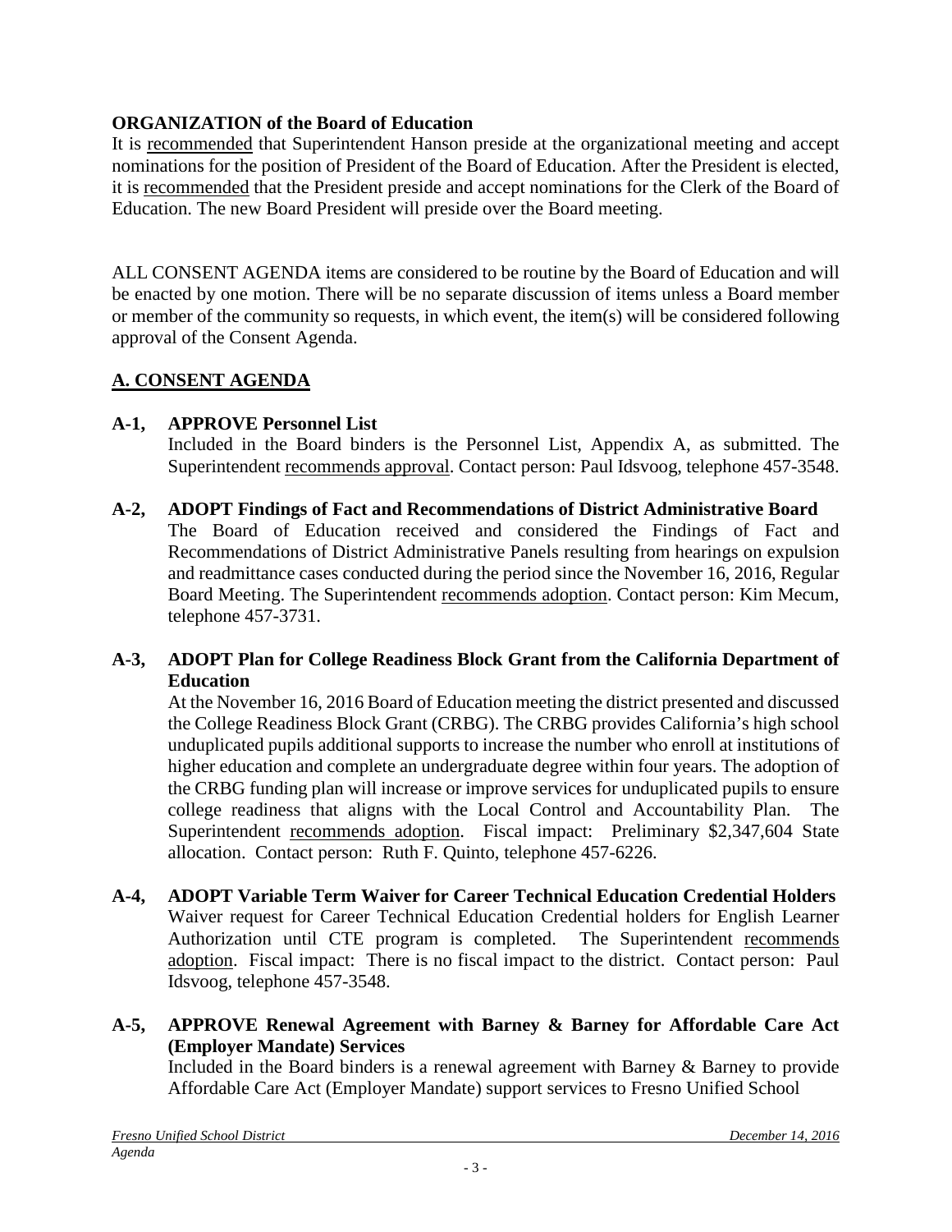**ORGANIZATION of the Board of Education**

It is recommended that Superintendent Hanson preside at the organizational meeting and accept nominations for the position of President of the Board of Education. After the President is elected, it is recommended that the President preside and accept nominations for the Clerk of the Board of Education. The new Board President will preside over the Board meeting.

ALL CONSENT AGENDA items are considered to be routine by the Board of Education and will be enacted by one motion. There will be no separate discussion of items unless a Board member or member of the community so requests, in which event, the item(s) will be considered following approval of the Consent Agenda.

## A. CONSENT AGENDA

**A-1, APPROVE Personnel List**

Included in the Board binders is the Personnel List, Appendix A, as submitted. The Superintendent recommends approval. Contact person: Paul Idsvoog, telephone 457-3548.

**A-2, ADOPT Findings of Fact and Recommendations of District Administrative Board**

The Board of Education received and considered the Findings of Fact and Recommendations of District Administrative Panels resulting from hearings on expulsion and readmittance cases conducted during the period since the November 16, 2016, Regular Board Meeting. The Superintendent recommends adoption. Contact person: Kim Mecum, telephone 457-3731.

**A-3, ADOPT Plan for College Readiness Block Grant from the California Department of Education**

At the November 16, 2016 Board of Education meeting the district presented and discussed the College Readiness Block Grant (CRBG). The CRBG provides California's high school unduplicated pupils additional supports to increase the number who enroll at institutions of higher education and complete an undergraduate degree within four years. The adoption of the CRBG funding plan will increase or improve services for unduplicated pupils to ensure college readiness that aligns with the Local Control and Accountability Plan. The Superintendent recommends adoption. Fiscal impact: Preliminary $2,347,604 State allocation. Contact person: Ruth F. Quinto, telephone 457-6226.

**A-4, ADOPT Variable Term Waiver for Career Technical Education Credential Holders**

Waiver request for Career Technical Education Credential holders for English Learner Authorization until CTE program is completed. The Superintendent recommends adoption. Fiscal impact: There is no fiscal impact to the district. Contact person: Paul Idsvoog, telephone 457-3548.

**A-5, APPROVE Renewal Agreement with Barney & Barney for Affordable Care Act (Employer Mandate) Services**

Included in the Board binders is a renewal agreement with Barney & Barney to provide Affordable Care Act (Employer Mandate) support services to Fresno Unified School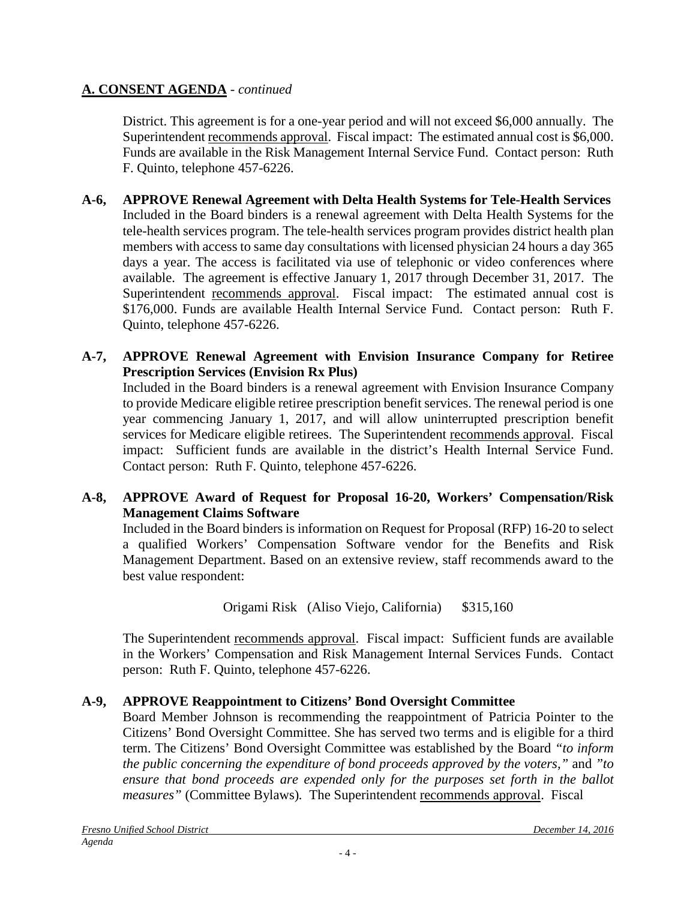## A. CONSENT AGENDA - *continued*

District. This agreement is for a one-year period and will not exceed $6,000 annually. The Superintendent recommends approval. Fiscal impact: The estimated annual cost is $6,000. Funds are available in the Risk Management Internal Service Fund. Contact person: Ruth F. Quinto, telephone 457-6226.

**A-6, APPROVE Renewal Agreement with Delta Health Systems for Tele-Health Services**
Included in the Board binders is a renewal agreement with Delta Health Systems for the tele-health services program. The tele-health services program provides district health plan members with access to same day consultations with licensed physician 24 hours a day 365 days a year. The access is facilitated via use of telephonic or video conferences where available. The agreement is effective January 1, 2017 through December 31, 2017. The Superintendent recommends approval. Fiscal impact: The estimated annual cost is $176,000. Funds are available Health Internal Service Fund. Contact person: Ruth F. Quinto, telephone 457-6226.

**A-7, APPROVE Renewal Agreement with Envision Insurance Company for Retiree Prescription Services (Envision Rx Plus)**
Included in the Board binders is a renewal agreement with Envision Insurance Company to provide Medicare eligible retiree prescription benefit services. The renewal period is one year commencing January 1, 2017, and will allow uninterrupted prescription benefit services for Medicare eligible retirees. The Superintendent recommends approval. Fiscal impact: Sufficient funds are available in the district's Health Internal Service Fund. Contact person: Ruth F. Quinto, telephone 457-6226.

**A-8, APPROVE Award of Request for Proposal 16-20, Workers' Compensation/Risk Management Claims Software**
Included in the Board binders is information on Request for Proposal (RFP) 16-20 to select a qualified Workers' Compensation Software vendor for the Benefits and Risk Management Department. Based on an extensive review, staff recommends award to the best value respondent:

Origami Risk (Aliso Viejo, California) $315,160

The Superintendent recommends approval. Fiscal impact: Sufficient funds are available in the Workers' Compensation and Risk Management Internal Services Funds. Contact person: Ruth F. Quinto, telephone 457-6226.

**A-9, APPROVE Reappointment to Citizens' Bond Oversight Committee**
Board Member Johnson is recommending the reappointment of Patricia Pointer to the Citizens' Bond Oversight Committee. She has served two terms and is eligible for a third term. The Citizens' Bond Oversight Committee was established by the Board *"to inform the public concerning the expenditure of bond proceeds approved by the voters,"* and *"to ensure that bond proceeds are expended only for the purposes set forth in the ballot measures"* (Committee Bylaws). The Superintendent recommends approval. Fiscal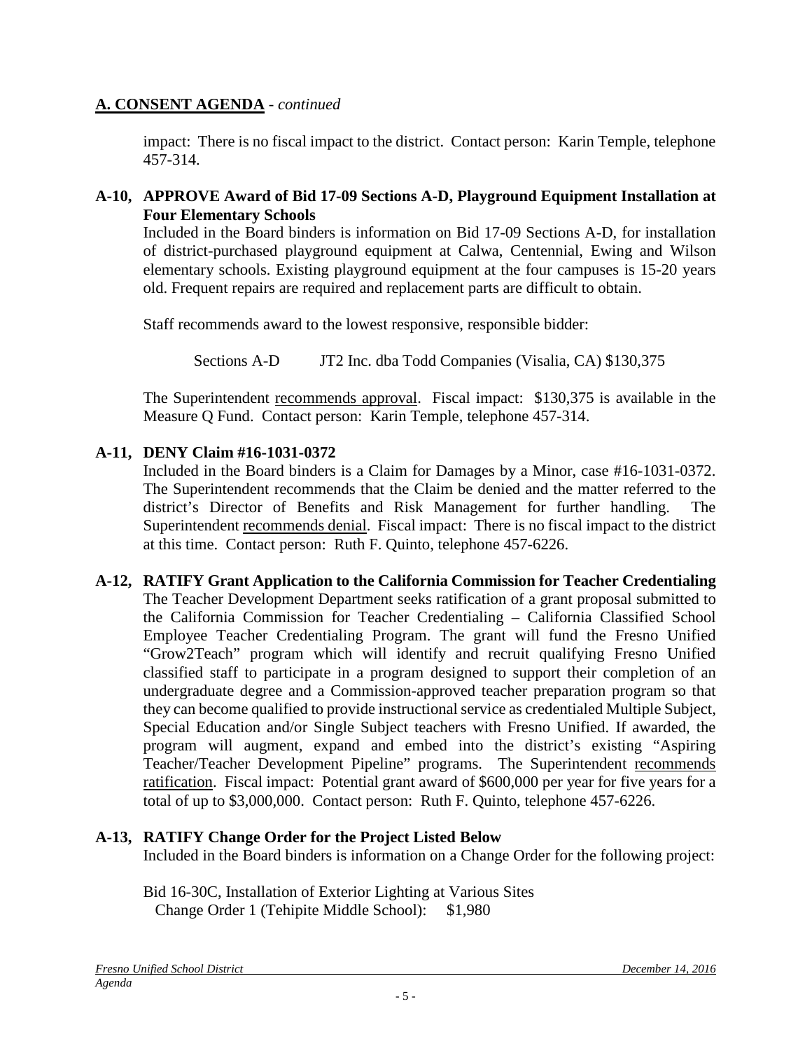## A. CONSENT AGENDA - *continued*

impact: There is no fiscal impact to the district. Contact person: Karin Temple, telephone 457-314.

**A-10, APPROVE Award of Bid 17-09 Sections A-D, Playground Equipment Installation at Four Elementary Schools**

Included in the Board binders is information on Bid 17-09 Sections A-D, for installation of district-purchased playground equipment at Calwa, Centennial, Ewing and Wilson elementary schools. Existing playground equipment at the four campuses is 15-20 years old. Frequent repairs are required and replacement parts are difficult to obtain.

Staff recommends award to the lowest responsive, responsible bidder:

Sections A-D JT2 Inc. dba Todd Companies (Visalia, CA) $130,375

The Superintendent recommends approval. Fiscal impact: $130,375 is available in the Measure Q Fund. Contact person: Karin Temple, telephone 457-314.

**A-11, DENY Claim #16-1031-0372**

Included in the Board binders is a Claim for Damages by a Minor, case #16-1031-0372. The Superintendent recommends that the Claim be denied and the matter referred to the district's Director of Benefits and Risk Management for further handling. The Superintendent recommends denial. Fiscal impact: There is no fiscal impact to the district at this time. Contact person: Ruth F. Quinto, telephone 457-6226.

**A-12, RATIFY Grant Application to the California Commission for Teacher Credentialing**

The Teacher Development Department seeks ratification of a grant proposal submitted to the California Commission for Teacher Credentialing – California Classified School Employee Teacher Credentialing Program. The grant will fund the Fresno Unified "Grow2Teach" program which will identify and recruit qualifying Fresno Unified classified staff to participate in a program designed to support their completion of an undergraduate degree and a Commission-approved teacher preparation program so that they can become qualified to provide instructional service as credentialed Multiple Subject, Special Education and/or Single Subject teachers with Fresno Unified. If awarded, the program will augment, expand and embed into the district's existing "Aspiring Teacher/Teacher Development Pipeline" programs. The Superintendent recommends ratification. Fiscal impact: Potential grant award of $600,000 per year for five years for a total of up to $3,000,000. Contact person: Ruth F. Quinto, telephone 457-6226.

**A-13, RATIFY Change Order for the Project Listed Below**

Included in the Board binders is information on a Change Order for the following project:

Bid 16-30C, Installation of Exterior Lighting at Various Sites
Change Order 1 (Tehipite Middle School): $1,980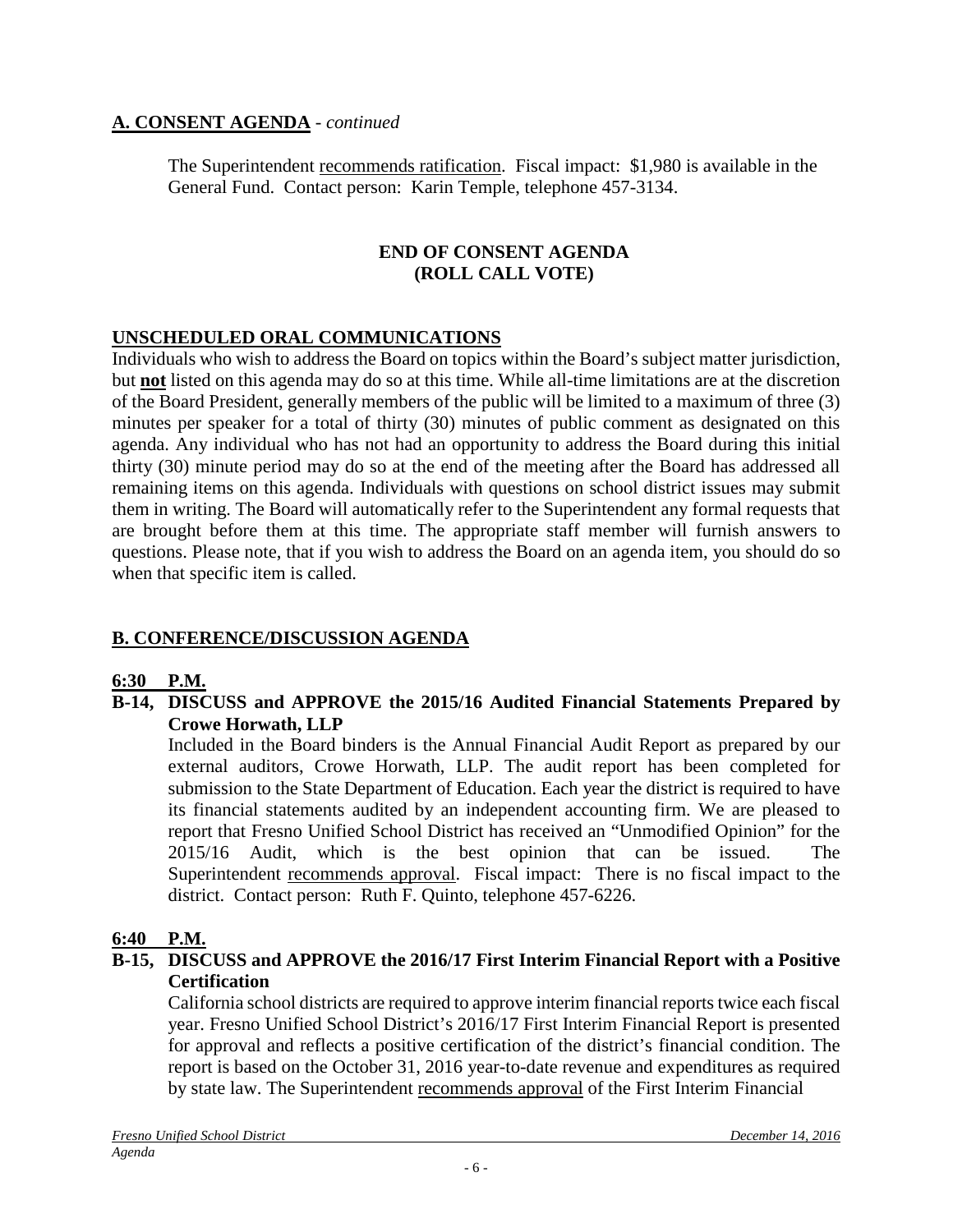## A. CONSENT AGENDA - *continued*

The Superintendent recommends ratification. Fiscal impact: $1,980 is available in the General Fund. Contact person: Karin Temple, telephone 457-3134.

**END OF CONSENT AGENDA**
**(ROLL CALL VOTE)**

## UNSCHEDULED ORAL COMMUNICATIONS

Individuals who wish to address the Board on topics within the Board's subject matter jurisdiction, but **not** listed on this agenda may do so at this time. While all-time limitations are at the discretion of the Board President, generally members of the public will be limited to a maximum of three (3) minutes per speaker for a total of thirty (30) minutes of public comment as designated on this agenda. Any individual who has not had an opportunity to address the Board during this initial thirty (30) minute period may do so at the end of the meeting after the Board has addressed all remaining items on this agenda. Individuals with questions on school district issues may submit them in writing. The Board will automatically refer to the Superintendent any formal requests that are brought before them at this time. The appropriate staff member will furnish answers to questions. Please note, that if you wish to address the Board on an agenda item, you should do so when that specific item is called.

## B. CONFERENCE/DISCUSSION AGENDA

**6:30 P.M.**

**B-14, DISCUSS and APPROVE the 2015/16 Audited Financial Statements Prepared by Crowe Horwath, LLP**

Included in the Board binders is the Annual Financial Audit Report as prepared by our external auditors, Crowe Horwath, LLP. The audit report has been completed for submission to the State Department of Education. Each year the district is required to have its financial statements audited by an independent accounting firm. We are pleased to report that Fresno Unified School District has received an "Unmodified Opinion" for the 2015/16 Audit, which is the best opinion that can be issued. The Superintendent recommends approval. Fiscal impact: There is no fiscal impact to the district. Contact person: Ruth F. Quinto, telephone 457-6226.

**6:40 P.M.**

**B-15, DISCUSS and APPROVE the 2016/17 First Interim Financial Report with a Positive Certification**

California school districts are required to approve interim financial reports twice each fiscal year. Fresno Unified School District's 2016/17 First Interim Financial Report is presented for approval and reflects a positive certification of the district's financial condition. The report is based on the October 31, 2016 year-to-date revenue and expenditures as required by state law. The Superintendent recommends approval of the First Interim Financial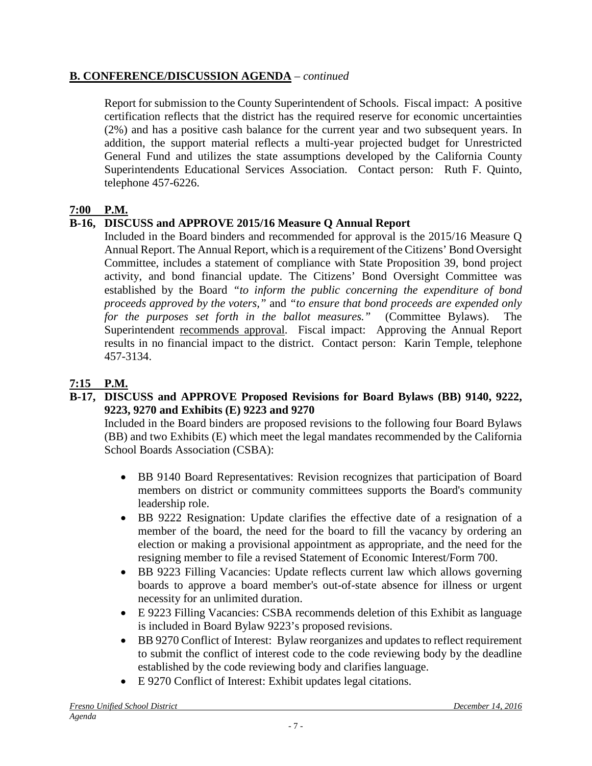## B. CONFERENCE/DISCUSSION AGENDA – *continued*

Report for submission to the County Superintendent of Schools. Fiscal impact: A positive certification reflects that the district has the required reserve for economic uncertainties (2%) and has a positive cash balance for the current year and two subsequent years. In addition, the support material reflects a multi-year projected budget for Unrestricted General Fund and utilizes the state assumptions developed by the California County Superintendents Educational Services Association. Contact person: Ruth F. Quinto, telephone 457-6226.

**7:00 P.M.**

**B-16, DISCUSS and APPROVE 2015/16 Measure Q Annual Report**

Included in the Board binders and recommended for approval is the 2015/16 Measure Q Annual Report. The Annual Report, which is a requirement of the Citizens' Bond Oversight Committee, includes a statement of compliance with State Proposition 39, bond project activity, and bond financial update. The Citizens' Bond Oversight Committee was established by the Board *"to inform the public concerning the expenditure of bond proceeds approved by the voters,"* and *"to ensure that bond proceeds are expended only for the purposes set forth in the ballot measures."* (Committee Bylaws). The Superintendent recommends approval. Fiscal impact: Approving the Annual Report results in no financial impact to the district. Contact person: Karin Temple, telephone 457-3134.

**7:15 P.M.**

**B-17, DISCUSS and APPROVE Proposed Revisions for Board Bylaws (BB) 9140, 9222, 9223, 9270 and Exhibits (E) 9223 and 9270**

Included in the Board binders are proposed revisions to the following four Board Bylaws (BB) and two Exhibits (E) which meet the legal mandates recommended by the California School Boards Association (CSBA):

- BB 9140 Board Representatives: Revision recognizes that participation of Board members on district or community committees supports the Board's community leadership role.
- BB 9222 Resignation: Update clarifies the effective date of a resignation of a member of the board, the need for the board to fill the vacancy by ordering an election or making a provisional appointment as appropriate, and the need for the resigning member to file a revised Statement of Economic Interest/Form 700.
- BB 9223 Filling Vacancies: Update reflects current law which allows governing boards to approve a board member's out-of-state absence for illness or urgent necessity for an unlimited duration.
- E 9223 Filling Vacancies: CSBA recommends deletion of this Exhibit as language is included in Board Bylaw 9223's proposed revisions.
- BB 9270 Conflict of Interest: Bylaw reorganizes and updates to reflect requirement to submit the conflict of interest code to the code reviewing body by the deadline established by the code reviewing body and clarifies language.
- E 9270 Conflict of Interest: Exhibit updates legal citations.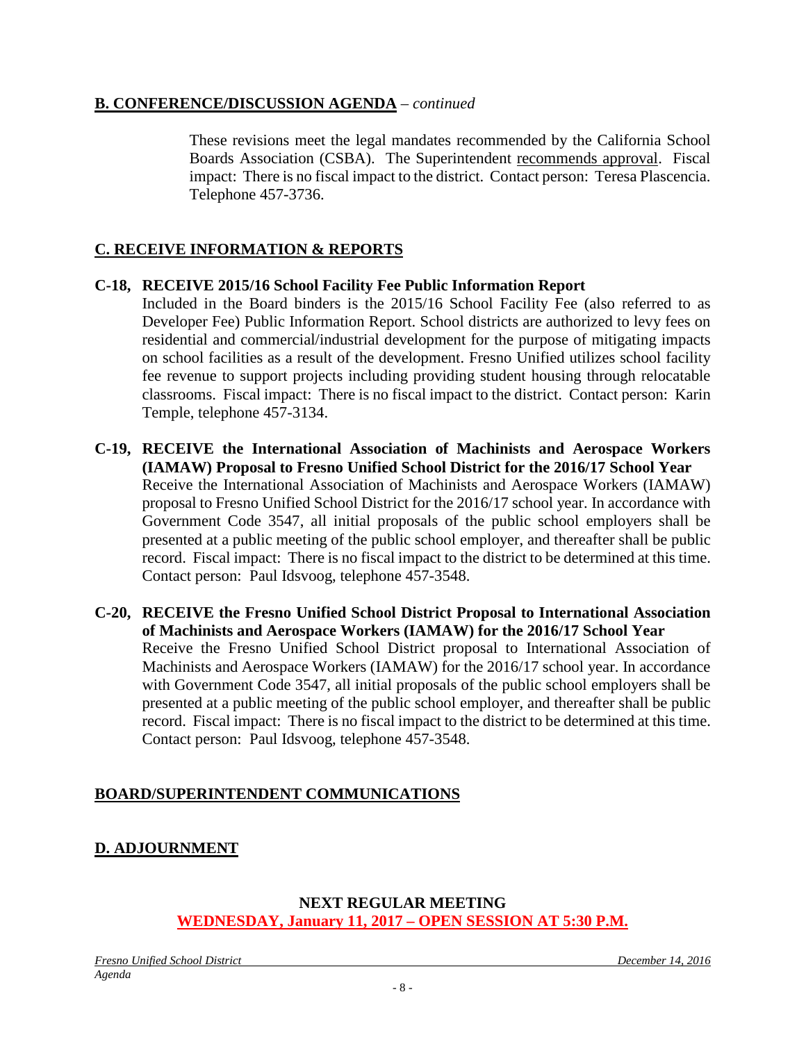## B. CONFERENCE/DISCUSSION AGENDA – *continued*

These revisions meet the legal mandates recommended by the California School Boards Association (CSBA). The Superintendent recommends approval. Fiscal impact: There is no fiscal impact to the district. Contact person: Teresa Plascencia. Telephone 457-3736.

## C. RECEIVE INFORMATION & REPORTS

**C-18, RECEIVE 2015/16 School Facility Fee Public Information Report**

Included in the Board binders is the 2015/16 School Facility Fee (also referred to as Developer Fee) Public Information Report. School districts are authorized to levy fees on residential and commercial/industrial development for the purpose of mitigating impacts on school facilities as a result of the development. Fresno Unified utilizes school facility fee revenue to support projects including providing student housing through relocatable classrooms. Fiscal impact: There is no fiscal impact to the district. Contact person: Karin Temple, telephone 457-3134.

**C-19, RECEIVE the International Association of Machinists and Aerospace Workers (IAMAW) Proposal to Fresno Unified School District for the 2016/17 School Year**

Receive the International Association of Machinists and Aerospace Workers (IAMAW) proposal to Fresno Unified School District for the 2016/17 school year. In accordance with Government Code 3547, all initial proposals of the public school employers shall be presented at a public meeting of the public school employer, and thereafter shall be public record. Fiscal impact: There is no fiscal impact to the district to be determined at this time. Contact person: Paul Idsvoog, telephone 457-3548.

**C-20, RECEIVE the Fresno Unified School District Proposal to International Association of Machinists and Aerospace Workers (IAMAW) for the 2016/17 School Year**

Receive the Fresno Unified School District proposal to International Association of Machinists and Aerospace Workers (IAMAW) for the 2016/17 school year. In accordance with Government Code 3547, all initial proposals of the public school employers shall be presented at a public meeting of the public school employer, and thereafter shall be public record. Fiscal impact: There is no fiscal impact to the district to be determined at this time. Contact person: Paul Idsvoog, telephone 457-3548.

## BOARD/SUPERINTENDENT COMMUNICATIONS

## D. ADJOURNMENT

**NEXT REGULAR MEETING**

**WEDNESDAY, January 11, 2017 – OPEN SESSION AT 5:30 P.M.**